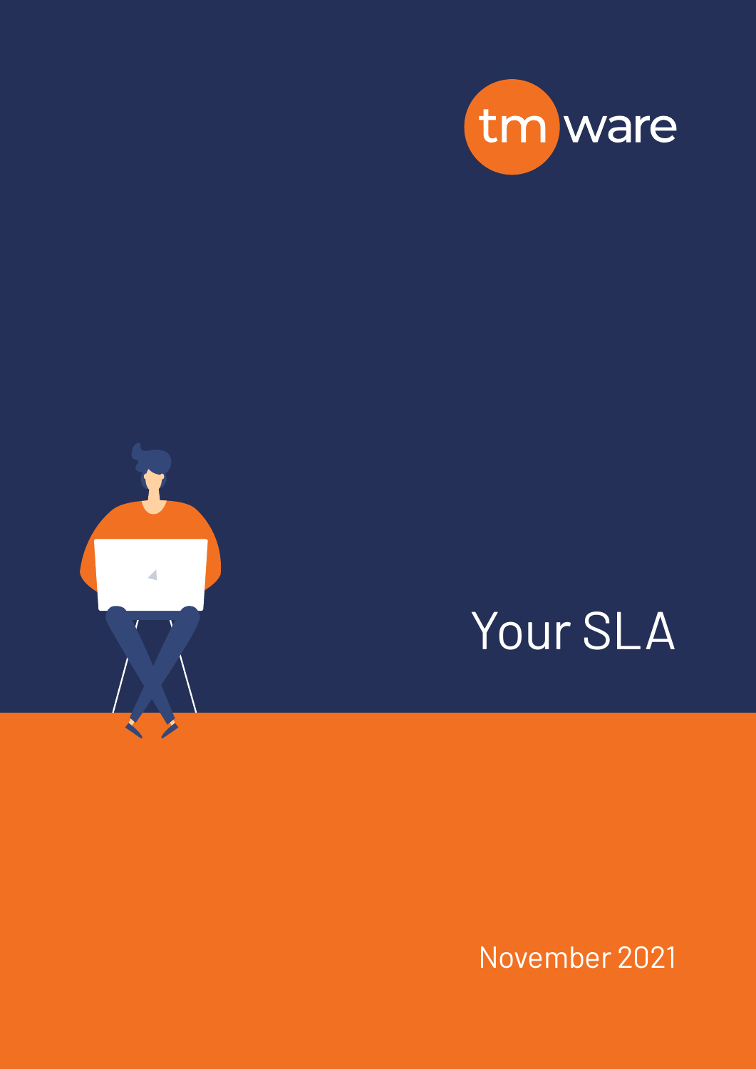tm ware

# Your SLA

November 2021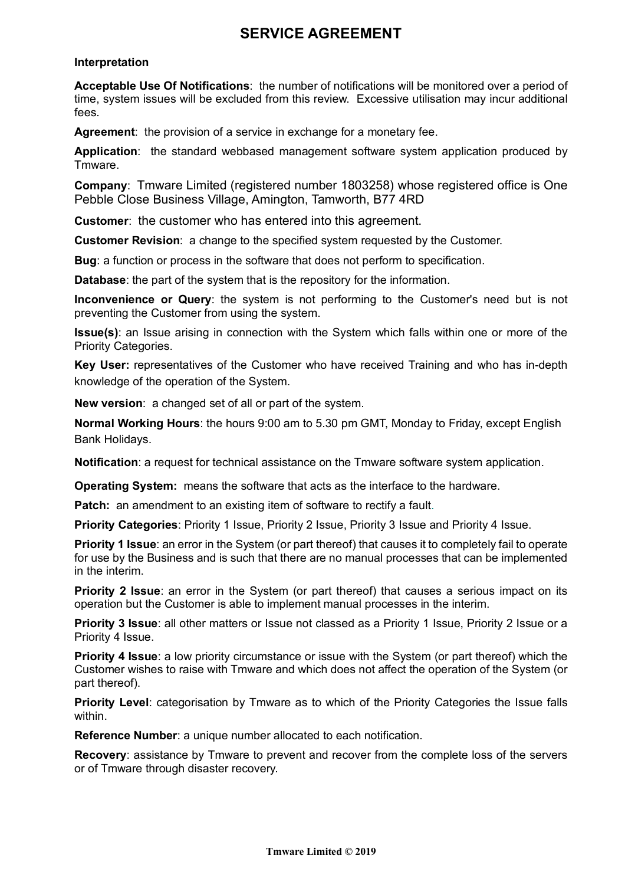# SERVICE AGREEMENT

**Interpretation**

**Acceptable Use Of Notifications**: the number of notifications will be monitored over a period of time, system issues will be excluded from this review. Excessive utilisation may incur additional fees.

**Agreement**: the provision of a service in exchange for a monetary fee.

**Application**: the standard webbased management software system application produced by Tmware.

**Company**: Tmware Limited (registered number 1803258) whose registered office is One Pebble Close Business Village, Amington, Tamworth, B77 4RD

**Customer**: the customer who has entered into this agreement.

**Customer Revision**: a change to the specified system requested by the Customer.

**Bug**: a function or process in the software that does not perform to specification.

**Database**: the part of the system that is the repository for the information.

**Inconvenience or Query**: the system is not performing to the Customer's need but is not preventing the Customer from using the system.

**Issue(s)**: an Issue arising in connection with the System which falls within one or more of the Priority Categories.

**Key User:** representatives of the Customer who have received Training and who has in-depth knowledge of the operation of the System.

**New version**: a changed set of all or part of the system.

**Normal Working Hours**: the hours 9:00 am to 5.30 pm GMT, Monday to Friday, except English Bank Holidays.

**Notification**: a request for technical assistance on the Tmware software system application.

**Operating System:** means the software that acts as the interface to the hardware.

**Patch:** an amendment to an existing item of software to rectify a fault.

**Priority Categories**: Priority 1 Issue, Priority 2 Issue, Priority 3 Issue and Priority 4 Issue.

**Priority 1 Issue**: an error in the System (or part thereof) that causes it to completely fail to operate for use by the Business and is such that there are no manual processes that can be implemented in the interim.

**Priority 2 Issue**: an error in the System (or part thereof) that causes a serious impact on its operation but the Customer is able to implement manual processes in the interim.

**Priority 3 Issue**: all other matters or Issue not classed as a Priority 1 Issue, Priority 2 Issue or a Priority 4 Issue.

**Priority 4 Issue**: a low priority circumstance or issue with the System (or part thereof) which the Customer wishes to raise with Tmware and which does not affect the operation of the System (or part thereof).

**Priority Level**: categorisation by Tmware as to which of the Priority Categories the Issue falls within.

**Reference Number**: a unique number allocated to each notification.

**Recovery**: assistance by Tmware to prevent and recover from the complete loss of the servers or of Tmware through disaster recovery.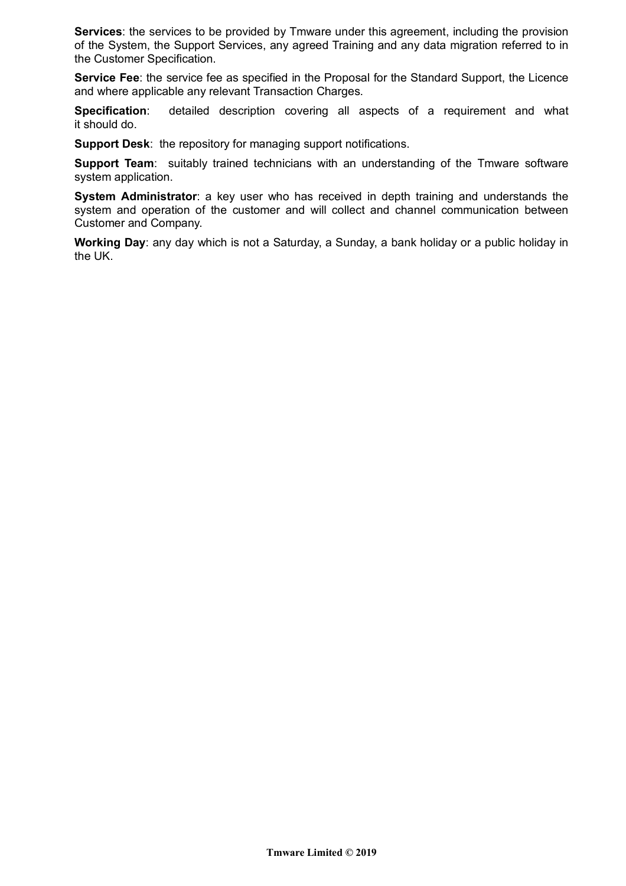**Services**: the services to be provided by Tmware under this agreement, including the provision of the System, the Support Services, any agreed Training and any data migration referred to in the Customer Specification.

**Service Fee**: the service fee as specified in the Proposal for the Standard Support, the Licence and where applicable any relevant Transaction Charges.

**Specification**: detailed description covering all aspects of a requirement and what it should do.

**Support Desk**: the repository for managing support notifications.

**Support Team**: suitably trained technicians with an understanding of the Tmware software system application.

**System Administrator**: a key user who has received in depth training and understands the system and operation of the customer and will collect and channel communication between Customer and Company.

**Working Day**: any day which is not a Saturday, a Sunday, a bank holiday or a public holiday in the UK.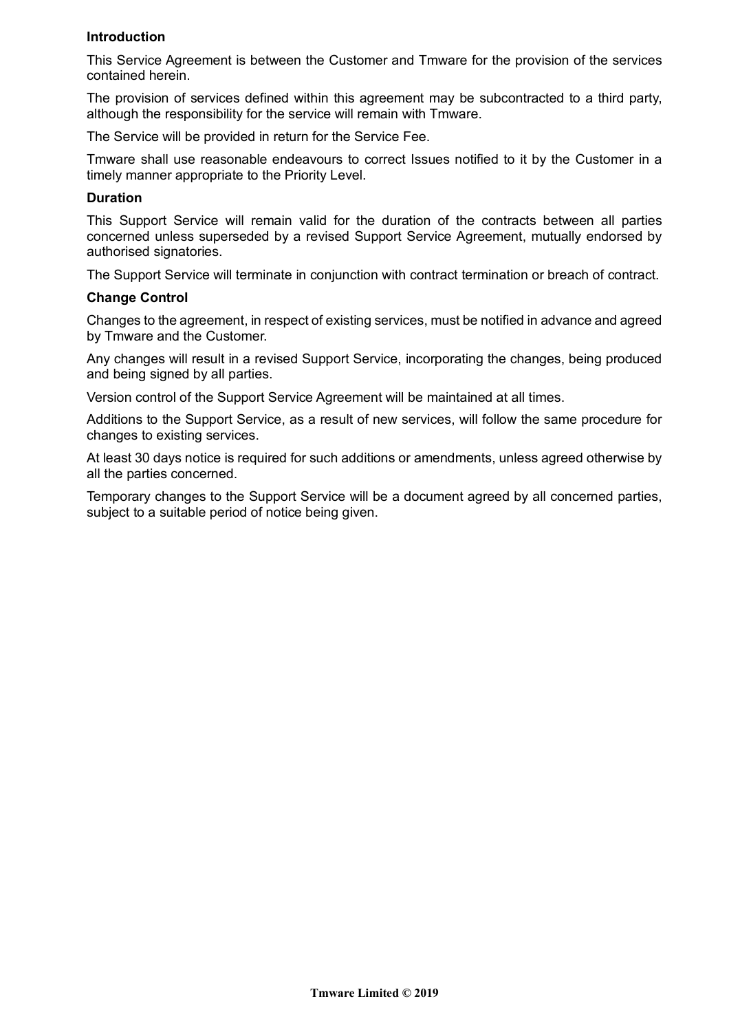**Introduction**

This Service Agreement is between the Customer and Tmware for the provision of the services contained herein.

The provision of services defined within this agreement may be subcontracted to a third party, although the responsibility for the service will remain with Tmware.

The Service will be provided in return for the Service Fee.

Tmware shall use reasonable endeavours to correct Issues notified to it by the Customer in a timely manner appropriate to the Priority Level.

**Duration**

This Support Service will remain valid for the duration of the contracts between all parties concerned unless superseded by a revised Support Service Agreement, mutually endorsed by authorised signatories.

The Support Service will terminate in conjunction with contract termination or breach of contract.

**Change Control**

Changes to the agreement, in respect of existing services, must be notified in advance and agreed by Tmware and the Customer.

Any changes will result in a revised Support Service, incorporating the changes, being produced and being signed by all parties.

Version control of the Support Service Agreement will be maintained at all times.

Additions to the Support Service, as a result of new services, will follow the same procedure for changes to existing services.

At least 30 days notice is required for such additions or amendments, unless agreed otherwise by all the parties concerned.

Temporary changes to the Support Service will be a document agreed by all concerned parties, subject to a suitable period of notice being given.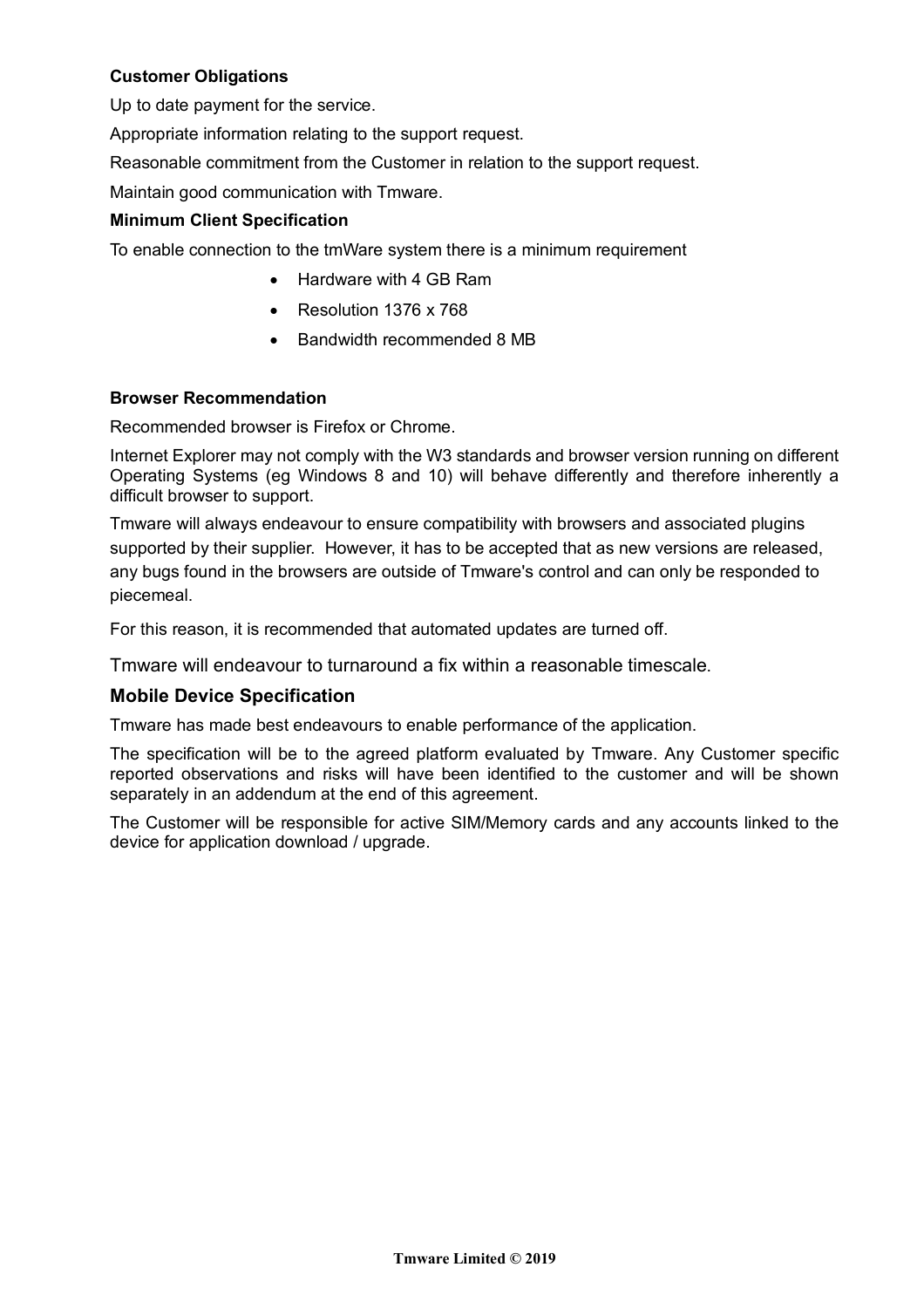**Customer Obligations**

Up to date payment for the service.

Appropriate information relating to the support request.

Reasonable commitment from the Customer in relation to the support request.

Maintain good communication with Tmware.

**Minimum Client Specification**

To enable connection to the tmWare system there is a minimum requirement

- Hardware with 4 GB Ram
- Resolution 1376 x 768
- Bandwidth recommended 8 MB

**Browser Recommendation**

Recommended browser is Firefox or Chrome.

Internet Explorer may not comply with the W3 standards and browser version running on different Operating Systems (eg Windows 8 and 10) will behave differently and therefore inherently a difficult browser to support.

Tmware will always endeavour to ensure compatibility with browsers and associated plugins supported by their supplier. However, it has to be accepted that as new versions are released, any bugs found in the browsers are outside of Tmware's control and can only be responded to piecemeal.

For this reason, it is recommended that automated updates are turned off.

Tmware will endeavour to turnaround a fix within a reasonable timescale.

### Mobile Device Specification

Tmware has made best endeavours to enable performance of the application.

The specification will be to the agreed platform evaluated by Tmware. Any Customer specific reported observations and risks will have been identified to the customer and will be shown separately in an addendum at the end of this agreement.

The Customer will be responsible for active SIM/Memory cards and any accounts linked to the device for application download / upgrade.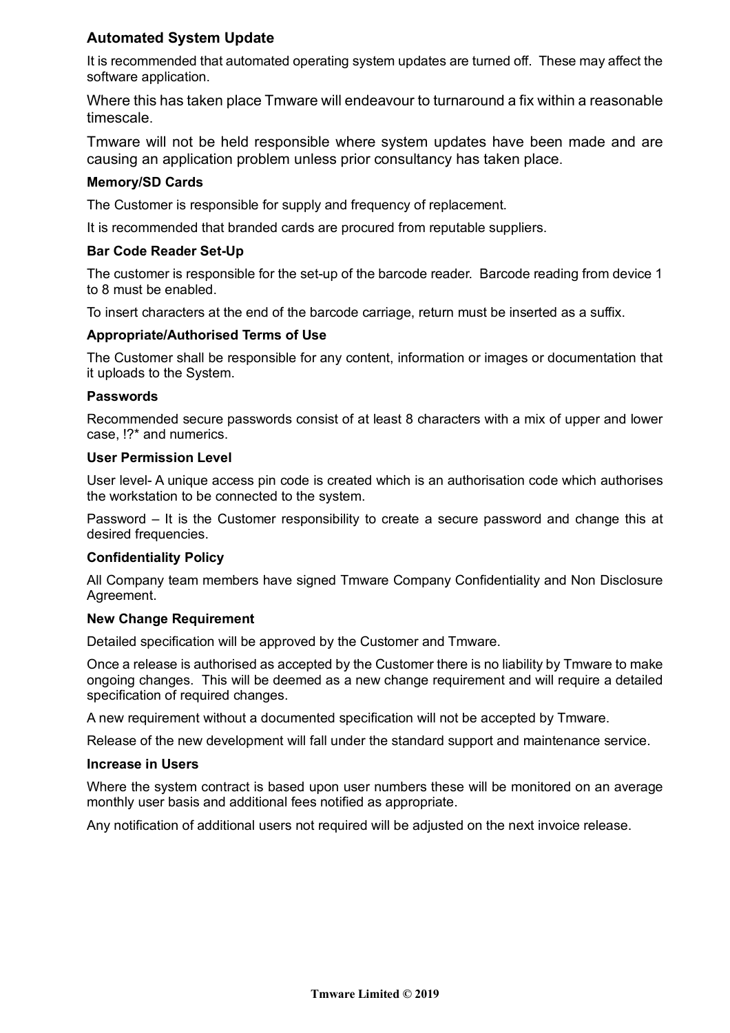## Automated System Update

It is recommended that automated operating system updates are turned off. These may affect the software application.

Where this has taken place Tmware will endeavour to turnaround a fix within a reasonable timescale.

Tmware will not be held responsible where system updates have been made and are causing an application problem unless prior consultancy has taken place.

### Memory/SD Cards

The Customer is responsible for supply and frequency of replacement.

It is recommended that branded cards are procured from reputable suppliers.

### Bar Code Reader Set-Up

The customer is responsible for the set-up of the barcode reader. Barcode reading from device 1 to 8 must be enabled.

To insert characters at the end of the barcode carriage, return must be inserted as a suffix.

### Appropriate/Authorised Terms of Use

The Customer shall be responsible for any content, information or images or documentation that it uploads to the System.

### Passwords

Recommended secure passwords consist of at least 8 characters with a mix of upper and lower case, !?* and numerics.

### User Permission Level

User level- A unique access pin code is created which is an authorisation code which authorises the workstation to be connected to the system.

Password – It is the Customer responsibility to create a secure password and change this at desired frequencies.

### Confidentiality Policy

All Company team members have signed Tmware Company Confidentiality and Non Disclosure Agreement.

### New Change Requirement

Detailed specification will be approved by the Customer and Tmware.

Once a release is authorised as accepted by the Customer there is no liability by Tmware to make ongoing changes. This will be deemed as a new change requirement and will require a detailed specification of required changes.

A new requirement without a documented specification will not be accepted by Tmware.

Release of the new development will fall under the standard support and maintenance service.

### Increase in Users

Where the system contract is based upon user numbers these will be monitored on an average monthly user basis and additional fees notified as appropriate.

Any notification of additional users not required will be adjusted on the next invoice release.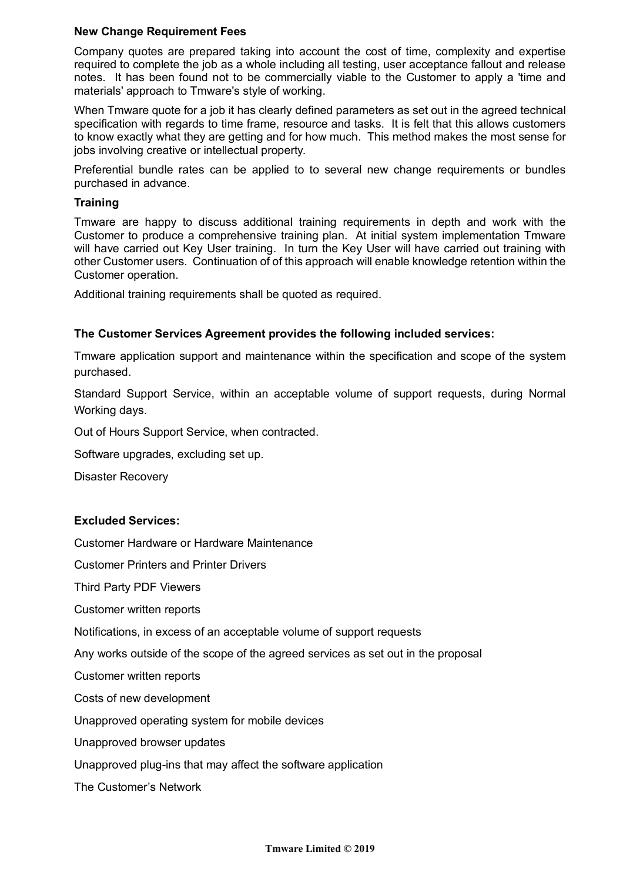**New Change Requirement Fees**

Company quotes are prepared taking into account the cost of time, complexity and expertise required to complete the job as a whole including all testing, user acceptance fallout and release notes. It has been found not to be commercially viable to the Customer to apply a 'time and materials' approach to Tmware's style of working.

When Tmware quote for a job it has clearly defined parameters as set out in the agreed technical specification with regards to time frame, resource and tasks. It is felt that this allows customers to know exactly what they are getting and for how much. This method makes the most sense for jobs involving creative or intellectual property.

Preferential bundle rates can be applied to to several new change requirements or bundles purchased in advance.

**Training**

Tmware are happy to discuss additional training requirements in depth and work with the Customer to produce a comprehensive training plan. At initial system implementation Tmware will have carried out Key User training. In turn the Key User will have carried out training with other Customer users. Continuation of of this approach will enable knowledge retention within the Customer operation.

Additional training requirements shall be quoted as required.

**The Customer Services Agreement provides the following included services:**

Tmware application support and maintenance within the specification and scope of the system purchased.

Standard Support Service, within an acceptable volume of support requests, during Normal Working days.

Out of Hours Support Service, when contracted.

Software upgrades, excluding set up.

Disaster Recovery

**Excluded Services:**

Customer Hardware or Hardware Maintenance

Customer Printers and Printer Drivers

Third Party PDF Viewers

Customer written reports

Notifications, in excess of an acceptable volume of support requests

Any works outside of the scope of the agreed services as set out in the proposal

Customer written reports

Costs of new development

Unapproved operating system for mobile devices

Unapproved browser updates

Unapproved plug-ins that may affect the software application

The Customer's Network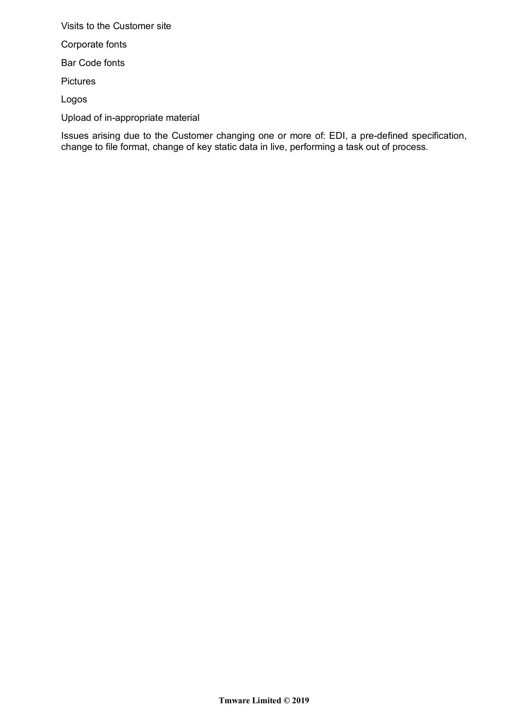Visits to the Customer site

Corporate fonts

Bar Code fonts

Pictures

Logos

Upload of in-appropriate material

Issues arising due to the Customer changing one or more of: EDI, a pre-defined specification, change to file format, change of key static data in live, performing a task out of process.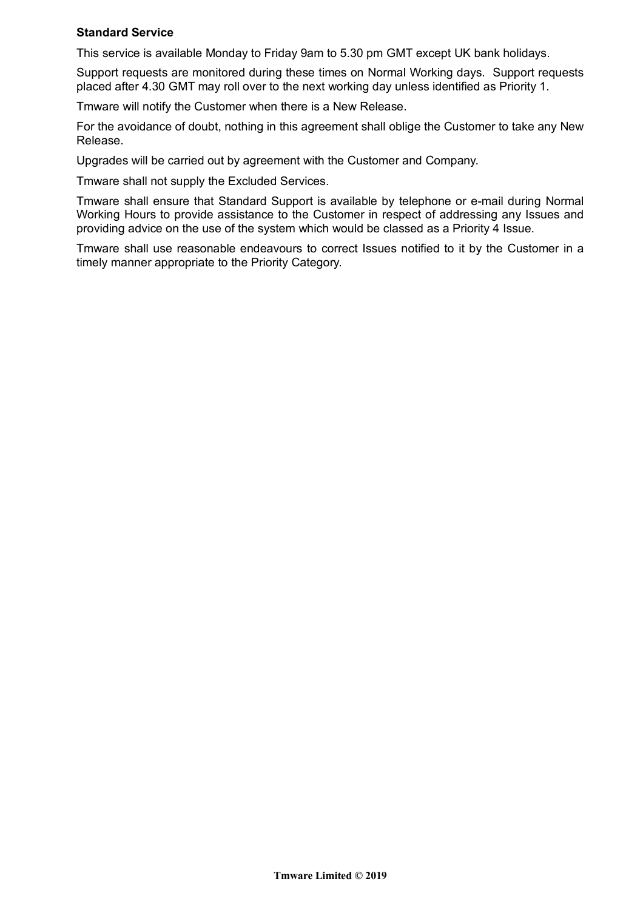**Standard Service**

This service is available Monday to Friday 9am to 5.30 pm GMT except UK bank holidays.

Support requests are monitored during these times on Normal Working days. Support requests placed after 4.30 GMT may roll over to the next working day unless identified as Priority 1.

Tmware will notify the Customer when there is a New Release.

For the avoidance of doubt, nothing in this agreement shall oblige the Customer to take any New Release.

Upgrades will be carried out by agreement with the Customer and Company.

Tmware shall not supply the Excluded Services.

Tmware shall ensure that Standard Support is available by telephone or e-mail during Normal Working Hours to provide assistance to the Customer in respect of addressing any Issues and providing advice on the use of the system which would be classed as a Priority 4 Issue.

Tmware shall use reasonable endeavours to correct Issues notified to it by the Customer in a timely manner appropriate to the Priority Category.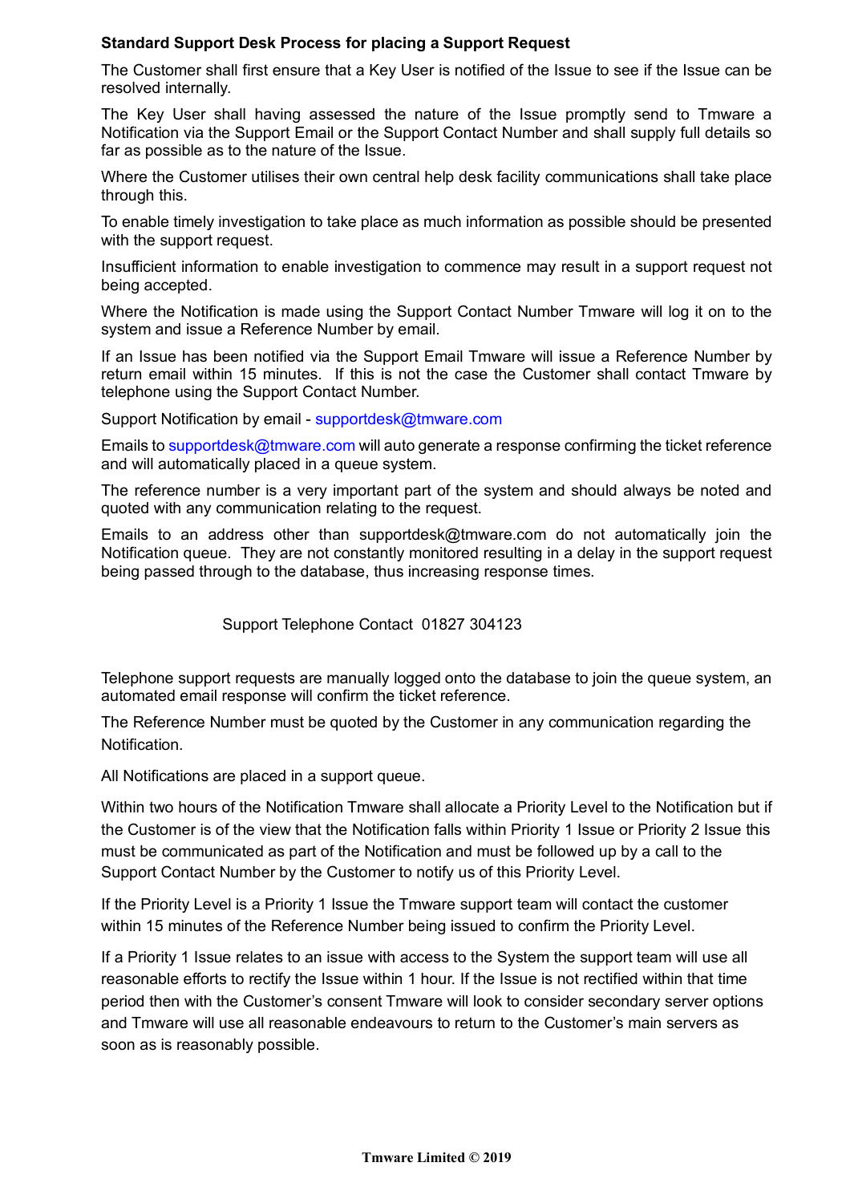**Standard Support Desk Process for placing a Support Request**

The Customer shall first ensure that a Key User is notified of the Issue to see if the Issue can be resolved internally.

The Key User shall having assessed the nature of the Issue promptly send to Tmware a Notification via the Support Email or the Support Contact Number and shall supply full details so far as possible as to the nature of the Issue.

Where the Customer utilises their own central help desk facility communications shall take place through this.

To enable timely investigation to take place as much information as possible should be presented with the support request.

Insufficient information to enable investigation to commence may result in a support request not being accepted.

Where the Notification is made using the Support Contact Number Tmware will log it on to the system and issue a Reference Number by email.

If an Issue has been notified via the Support Email Tmware will issue a Reference Number by return email within 15 minutes. If this is not the case the Customer shall contact Tmware by telephone using the Support Contact Number.

Support Notification by email - supportdesk@tmware.com

Emails to supportdesk@tmware.com will auto generate a response confirming the ticket reference and will automatically placed in a queue system.

The reference number is a very important part of the system and should always be noted and quoted with any communication relating to the request.

Emails to an address other than supportdesk@tmware.com do not automatically join the Notification queue. They are not constantly monitored resulting in a delay in the support request being passed through to the database, thus increasing response times.

Support Telephone Contact 01827 304123

Telephone support requests are manually logged onto the database to join the queue system, an automated email response will confirm the ticket reference.

The Reference Number must be quoted by the Customer in any communication regarding the Notification.

All Notifications are placed in a support queue.

Within two hours of the Notification Tmware shall allocate a Priority Level to the Notification but if the Customer is of the view that the Notification falls within Priority 1 Issue or Priority 2 Issue this must be communicated as part of the Notification and must be followed up by a call to the Support Contact Number by the Customer to notify us of this Priority Level.

If the Priority Level is a Priority 1 Issue the Tmware support team will contact the customer within 15 minutes of the Reference Number being issued to confirm the Priority Level.

If a Priority 1 Issue relates to an issue with access to the System the support team will use all reasonable efforts to rectify the Issue within 1 hour. If the Issue is not rectified within that time period then with the Customer's consent Tmware will look to consider secondary server options and Tmware will use all reasonable endeavours to return to the Customer's main servers as soon as is reasonably possible.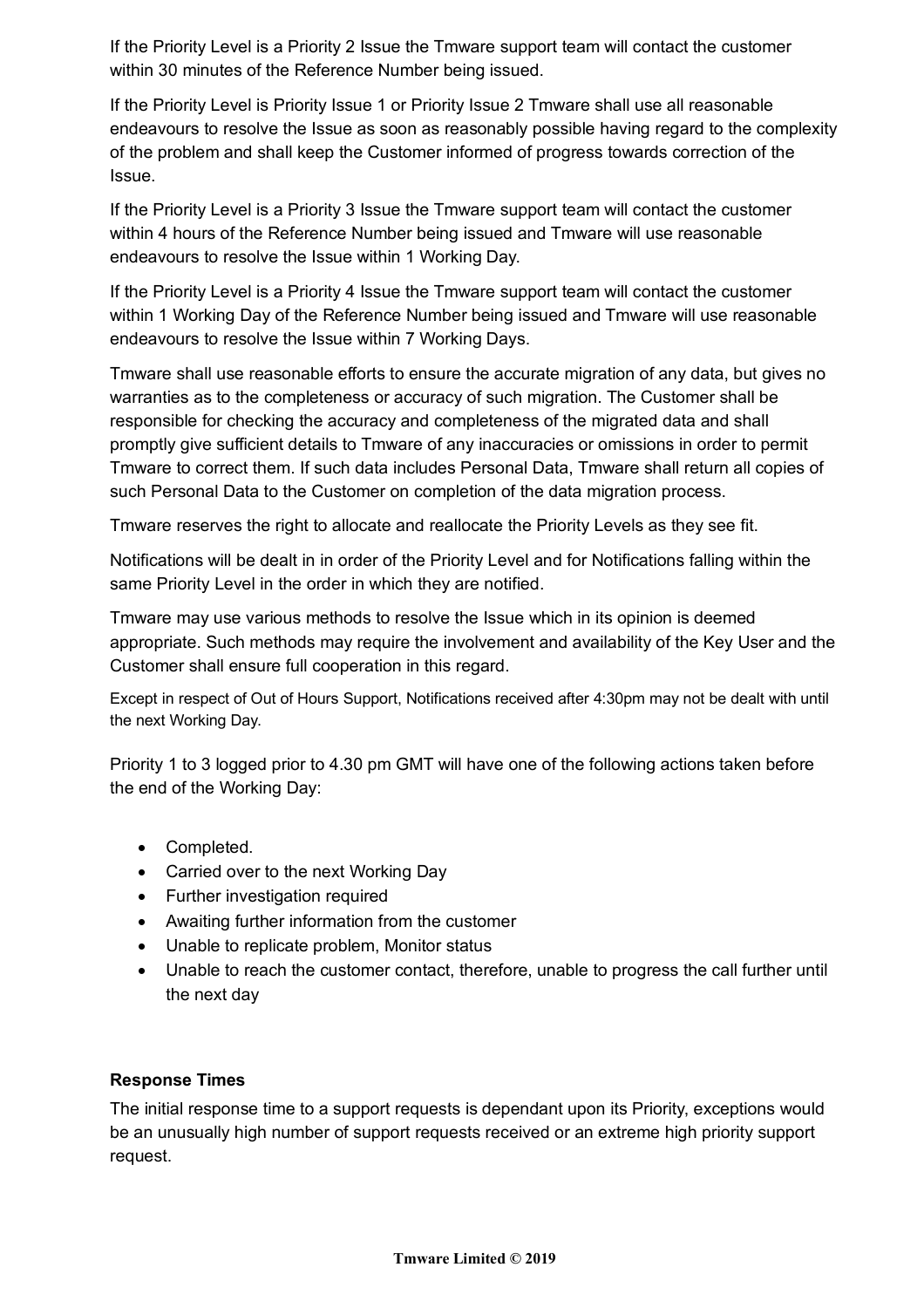If the Priority Level is a Priority 2 Issue the Tmware support team will contact the customer within 30 minutes of the Reference Number being issued.

If the Priority Level is Priority Issue 1 or Priority Issue 2 Tmware shall use all reasonable endeavours to resolve the Issue as soon as reasonably possible having regard to the complexity of the problem and shall keep the Customer informed of progress towards correction of the Issue.

If the Priority Level is a Priority 3 Issue the Tmware support team will contact the customer within 4 hours of the Reference Number being issued and Tmware will use reasonable endeavours to resolve the Issue within 1 Working Day.

If the Priority Level is a Priority 4 Issue the Tmware support team will contact the customer within 1 Working Day of the Reference Number being issued and Tmware will use reasonable endeavours to resolve the Issue within 7 Working Days.

Tmware shall use reasonable efforts to ensure the accurate migration of any data, but gives no warranties as to the completeness or accuracy of such migration. The Customer shall be responsible for checking the accuracy and completeness of the migrated data and shall promptly give sufficient details to Tmware of any inaccuracies or omissions in order to permit Tmware to correct them. If such data includes Personal Data, Tmware shall return all copies of such Personal Data to the Customer on completion of the data migration process.

Tmware reserves the right to allocate and reallocate the Priority Levels as they see fit.

Notifications will be dealt in in order of the Priority Level and for Notifications falling within the same Priority Level in the order in which they are notified.

Tmware may use various methods to resolve the Issue which in its opinion is deemed appropriate. Such methods may require the involvement and availability of the Key User and the Customer shall ensure full cooperation in this regard.

Except in respect of Out of Hours Support, Notifications received after 4:30pm may not be dealt with until the next Working Day.

Priority 1 to 3 logged prior to 4.30 pm GMT will have one of the following actions taken before the end of the Working Day:

- Completed.
- Carried over to the next Working Day
- Further investigation required
- Awaiting further information from the customer
- Unable to replicate problem, Monitor status
- Unable to reach the customer contact, therefore, unable to progress the call further until the next day

**Response Times**

The initial response time to a support requests is dependant upon its Priority, exceptions would be an unusually high number of support requests received or an extreme high priority support request.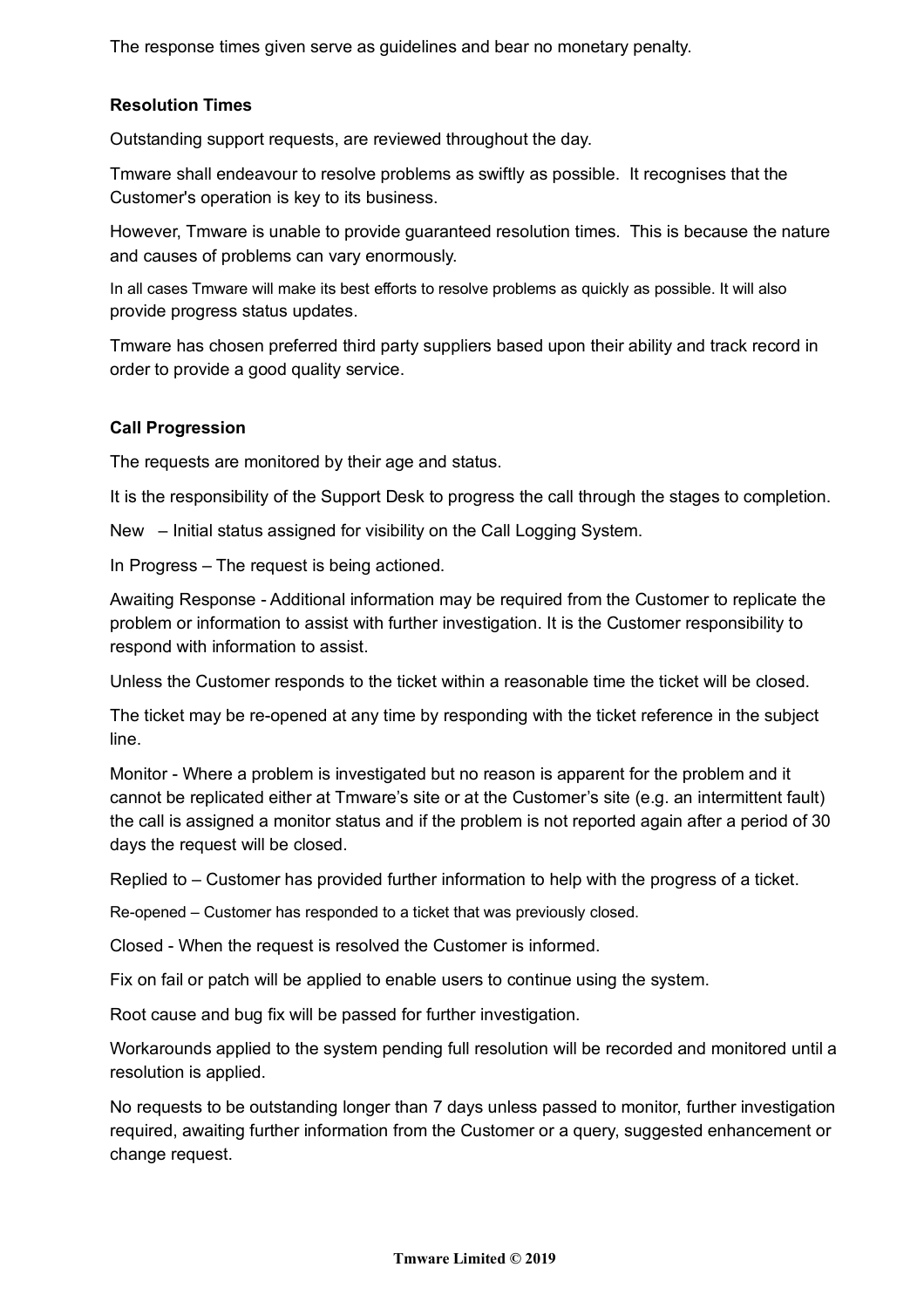The response times given serve as guidelines and bear no monetary penalty.

### Resolution Times

Outstanding support requests, are reviewed throughout the day.

Tmware shall endeavour to resolve problems as swiftly as possible.  It recognises that the Customer's operation is key to its business.

However, Tmware is unable to provide guaranteed resolution times.  This is because the nature and causes of problems can vary enormously.

In all cases Tmware will make its best efforts to resolve problems as quickly as possible. It will also provide progress status updates.

Tmware has chosen preferred third party suppliers based upon their ability and track record in order to provide a good quality service.

### Call Progression

The requests are monitored by their age and status.

It is the responsibility of the Support Desk to progress the call through the stages to completion.

New – Initial status assigned for visibility on the Call Logging System.

In Progress – The request is being actioned.

Awaiting Response - Additional information may be required from the Customer to replicate the problem or information to assist with further investigation. It is the Customer responsibility to respond with information to assist.

Unless the Customer responds to the ticket within a reasonable time the ticket will be closed.

The ticket may be re-opened at any time by responding with the ticket reference in the subject line.

Monitor - Where a problem is investigated but no reason is apparent for the problem and it cannot be replicated either at Tmware's site or at the Customer's site (e.g. an intermittent fault) the call is assigned a monitor status and if the problem is not reported again after a period of 30 days the request will be closed.

Replied to – Customer has provided further information to help with the progress of a ticket.

Re-opened – Customer has responded to a ticket that was previously closed.

Closed - When the request is resolved the Customer is informed.

Fix on fail or patch will be applied to enable users to continue using the system.

Root cause and bug fix will be passed for further investigation.

Workarounds applied to the system pending full resolution will be recorded and monitored until a resolution is applied.

No requests to be outstanding longer than 7 days unless passed to monitor, further investigation required, awaiting further information from the Customer or a query, suggested enhancement or change request.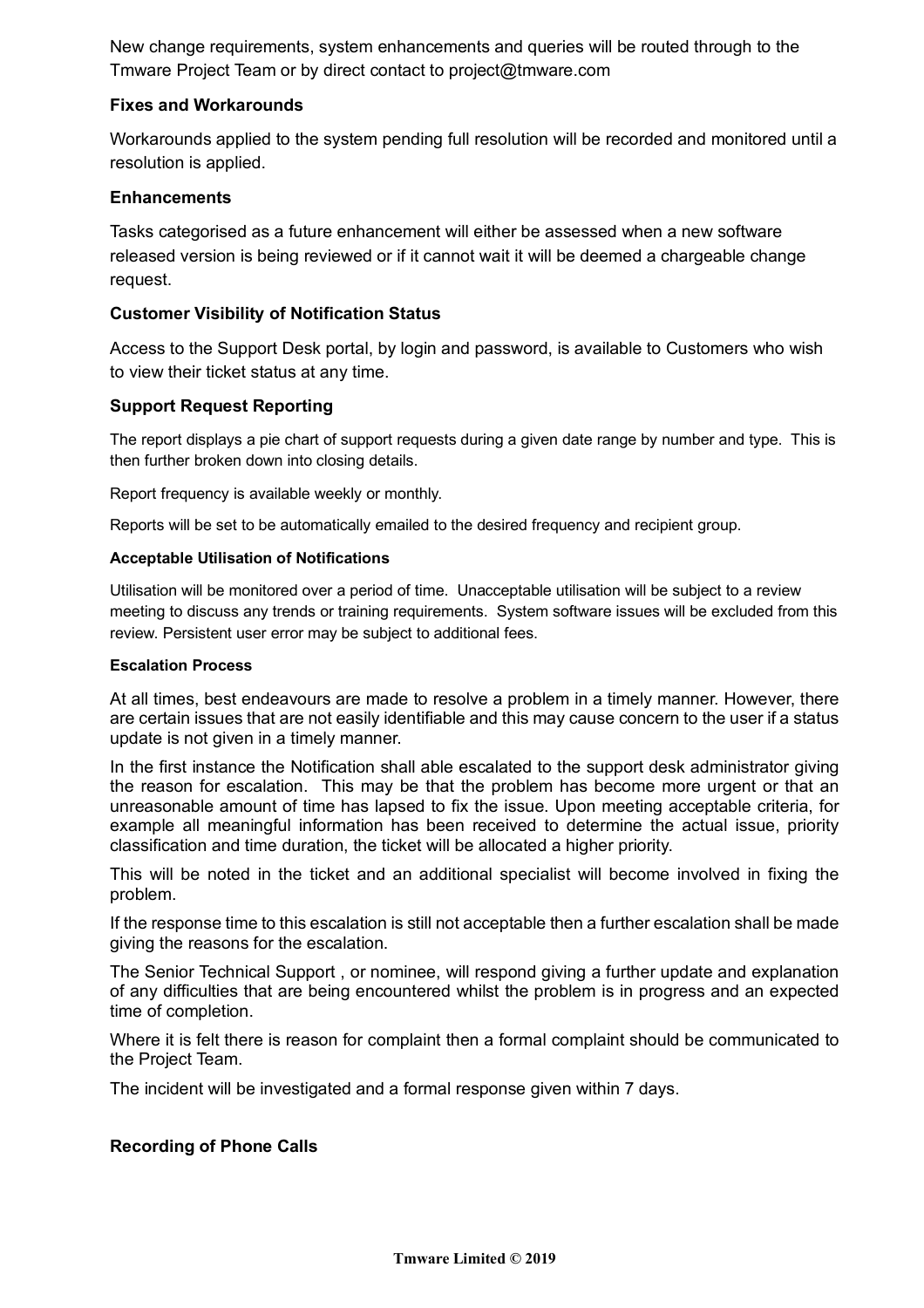New change requirements, system enhancements and queries will be routed through to the Tmware Project Team or by direct contact to project@tmware.com

### Fixes and Workarounds

Workarounds applied to the system pending full resolution will be recorded and monitored until a resolution is applied.

### Enhancements

Tasks categorised as a future enhancement will either be assessed when a new software released version is being reviewed or if it cannot wait it will be deemed a chargeable change request.

### Customer Visibility of Notification Status

Access to the Support Desk portal, by login and password, is available to Customers who wish to view their ticket status at any time.

### Support Request Reporting

The report displays a pie chart of support requests during a given date range by number and type. This is then further broken down into closing details.

Report frequency is available weekly or monthly.

Reports will be set to be automatically emailed to the desired frequency and recipient group.

#### Acceptable Utilisation of Notifications

Utilisation will be monitored over a period of time. Unacceptable utilisation will be subject to a review meeting to discuss any trends or training requirements. System software issues will be excluded from this review. Persistent user error may be subject to additional fees.

#### Escalation Process

At all times, best endeavours are made to resolve a problem in a timely manner. However, there are certain issues that are not easily identifiable and this may cause concern to the user if a status update is not given in a timely manner.

In the first instance the Notification shall able escalated to the support desk administrator giving the reason for escalation. This may be that the problem has become more urgent or that an unreasonable amount of time has lapsed to fix the issue. Upon meeting acceptable criteria, for example all meaningful information has been received to determine the actual issue, priority classification and time duration, the ticket will be allocated a higher priority.

This will be noted in the ticket and an additional specialist will become involved in fixing the problem.

If the response time to this escalation is still not acceptable then a further escalation shall be made giving the reasons for the escalation.

The Senior Technical Support , or nominee, will respond giving a further update and explanation of any difficulties that are being encountered whilst the problem is in progress and an expected time of completion.

Where it is felt there is reason for complaint then a formal complaint should be communicated to the Project Team.

The incident will be investigated and a formal response given within 7 days.

### Recording of Phone Calls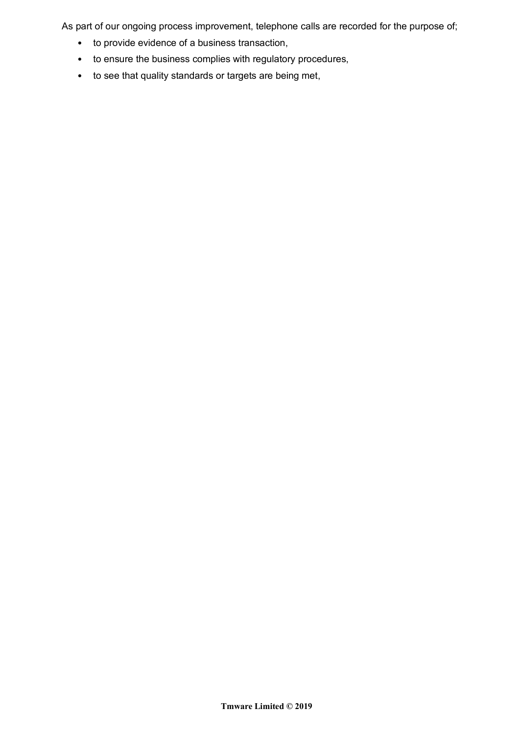As part of our ongoing process improvement, telephone calls are recorded for the purpose of;

- to provide evidence of a business transaction,
- to ensure the business complies with regulatory procedures,
- to see that quality standards or targets are being met,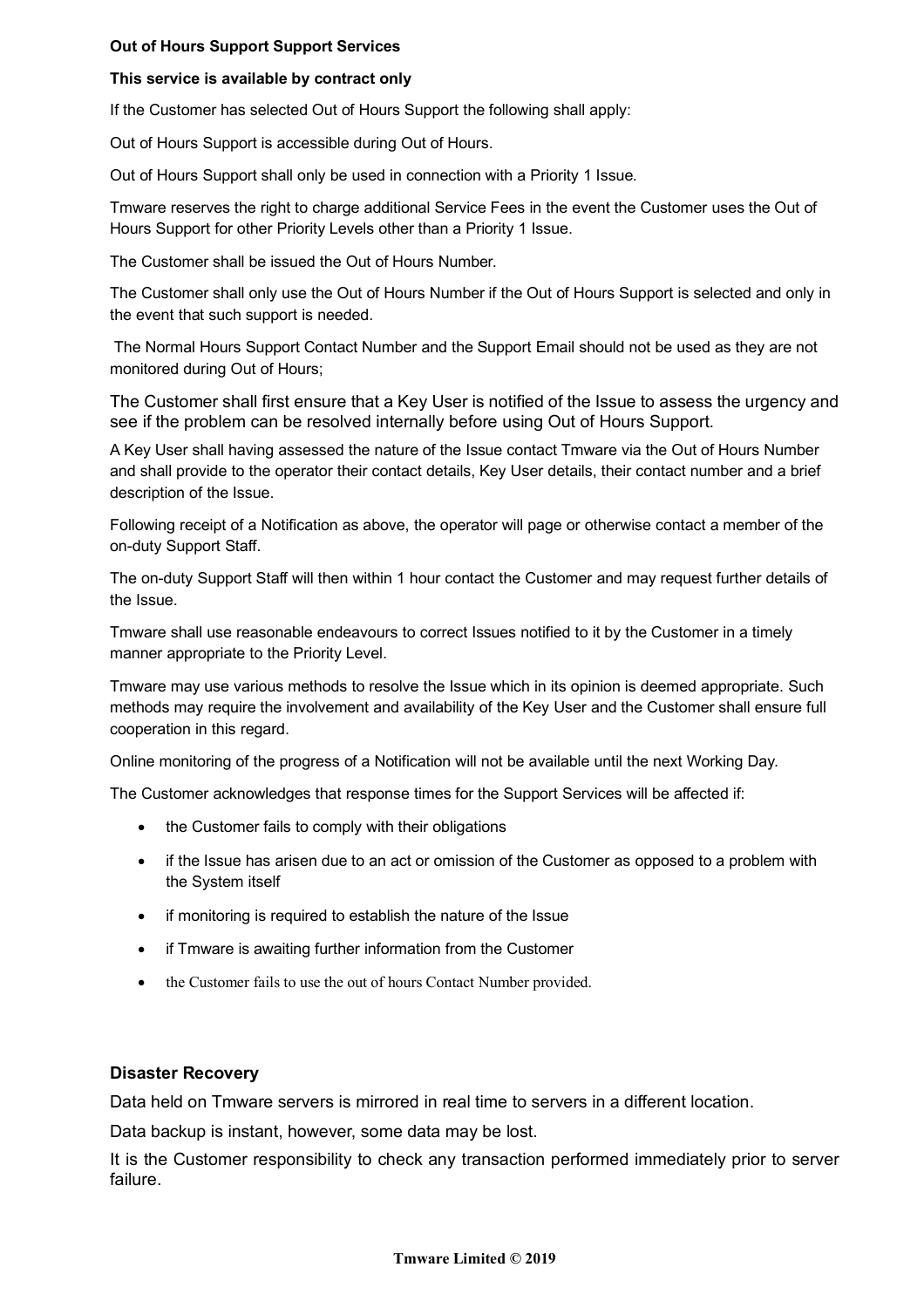**Out of Hours Support Support Services**

**This service is available by contract only**

If the Customer has selected Out of Hours Support the following shall apply:

Out of Hours Support is accessible during Out of Hours.

Out of Hours Support shall only be used in connection with a Priority 1 Issue.

Tmware reserves the right to charge additional Service Fees in the event the Customer uses the Out of Hours Support for other Priority Levels other than a Priority 1 Issue.

The Customer shall be issued the Out of Hours Number.

The Customer shall only use the Out of Hours Number if the Out of Hours Support is selected and only in the event that such support is needed.

The Normal Hours Support Contact Number and the Support Email should not be used as they are not monitored during Out of Hours;

The Customer shall first ensure that a Key User is notified of the Issue to assess the urgency and see if the problem can be resolved internally before using Out of Hours Support.

A Key User shall having assessed the nature of the Issue contact Tmware via the Out of Hours Number and shall provide to the operator their contact details, Key User details, their contact number and a brief description of the Issue.

Following receipt of a Notification as above, the operator will page or otherwise contact a member of the on-duty Support Staff.

The on-duty Support Staff will then within 1 hour contact the Customer and may request further details of the Issue.

Tmware shall use reasonable endeavours to correct Issues notified to it by the Customer in a timely manner appropriate to the Priority Level.

Tmware may use various methods to resolve the Issue which in its opinion is deemed appropriate. Such methods may require the involvement and availability of the Key User and the Customer shall ensure full cooperation in this regard.

Online monitoring of the progress of a Notification will not be available until the next Working Day.

The Customer acknowledges that response times for the Support Services will be affected if:

- the Customer fails to comply with their obligations
- if the Issue has arisen due to an act or omission of the Customer as opposed to a problem with the System itself
- if monitoring is required to establish the nature of the Issue
- if Tmware is awaiting further information from the Customer
- the Customer fails to use the out of hours Contact Number provided.

**Disaster Recovery**

Data held on Tmware servers is mirrored in real time to servers in a different location.

Data backup is instant, however, some data may be lost.

It is the Customer responsibility to check any transaction performed immediately prior to server failure.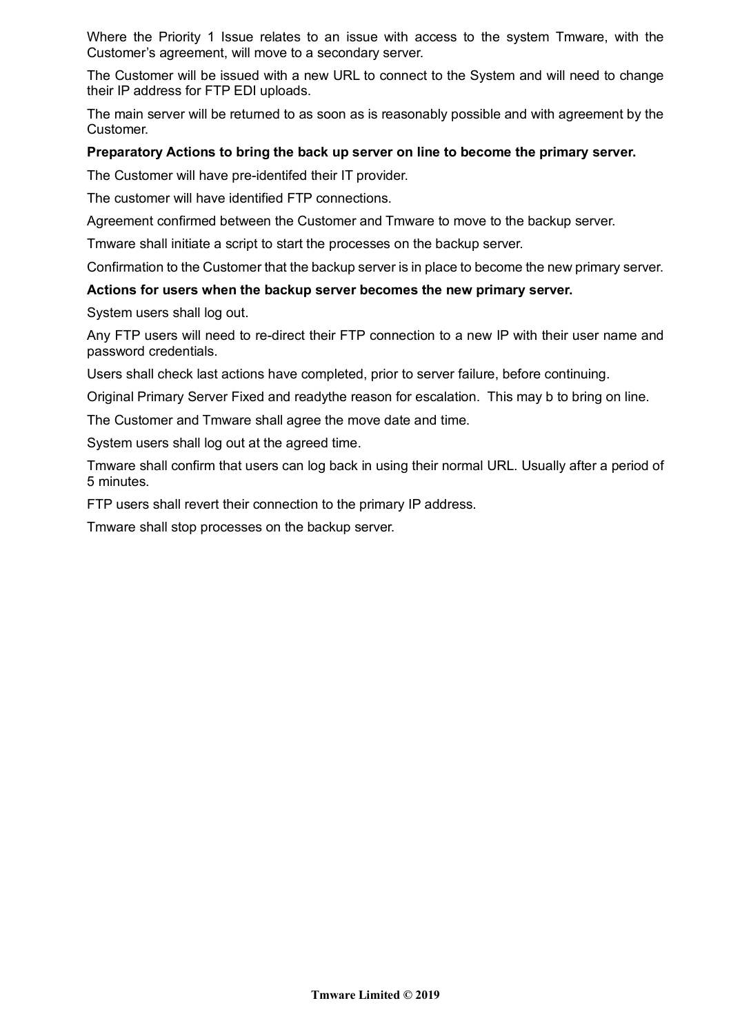Where the Priority 1 Issue relates to an issue with access to the system Tmware, with the Customer's agreement, will move to a secondary server.

The Customer will be issued with a new URL to connect to the System and will need to change their IP address for FTP EDI uploads.

The main server will be returned to as soon as is reasonably possible and with agreement by the Customer.

**Preparatory Actions to bring the back up server on line to become the primary server.**

The Customer will have pre-identifed their IT provider.

The customer will have identified FTP connections.

Agreement confirmed between the Customer and Tmware to move to the backup server.

Tmware shall initiate a script to start the processes on the backup server.

Confirmation to the Customer that the backup server is in place to become the new primary server.

**Actions for users when the backup server becomes the new primary server.**

System users shall log out.

Any FTP users will need to re-direct their FTP connection to a new IP with their user name and password credentials.

Users shall check last actions have completed, prior to server failure, before continuing.

Original Primary Server Fixed and readythe reason for escalation. This may b to bring on line.

The Customer and Tmware shall agree the move date and time.

System users shall log out at the agreed time.

Tmware shall confirm that users can log back in using their normal URL. Usually after a period of 5 minutes.

FTP users shall revert their connection to the primary IP address.

Tmware shall stop processes on the backup server.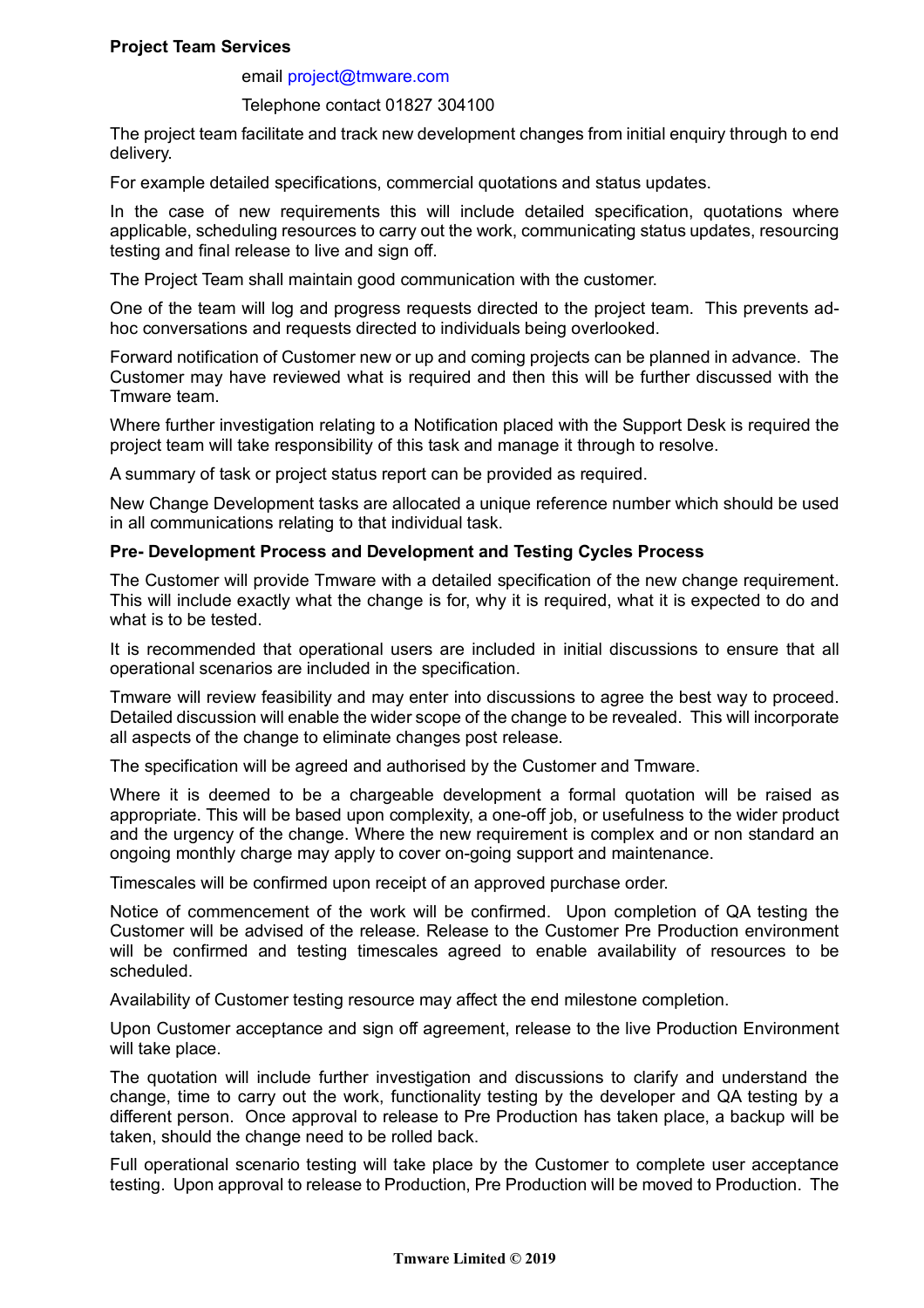**Project Team Services**

email project@tmware.com

Telephone contact 01827 304100

The project team facilitate and track new development changes from initial enquiry through to end delivery.

For example detailed specifications, commercial quotations and status updates.

In the case of new requirements this will include detailed specification, quotations where applicable, scheduling resources to carry out the work, communicating status updates, resourcing testing and final release to live and sign off.

The Project Team shall maintain good communication with the customer.

One of the team will log and progress requests directed to the project team. This prevents ad-hoc conversations and requests directed to individuals being overlooked.

Forward notification of Customer new or up and coming projects can be planned in advance. The Customer may have reviewed what is required and then this will be further discussed with the Tmware team.

Where further investigation relating to a Notification placed with the Support Desk is required the project team will take responsibility of this task and manage it through to resolve.

A summary of task or project status report can be provided as required.

New Change Development tasks are allocated a unique reference number which should be used in all communications relating to that individual task.

**Pre- Development Process and Development and Testing Cycles Process**

The Customer will provide Tmware with a detailed specification of the new change requirement. This will include exactly what the change is for, why it is required, what it is expected to do and what is to be tested.

It is recommended that operational users are included in initial discussions to ensure that all operational scenarios are included in the specification.

Tmware will review feasibility and may enter into discussions to agree the best way to proceed. Detailed discussion will enable the wider scope of the change to be revealed. This will incorporate all aspects of the change to eliminate changes post release.

The specification will be agreed and authorised by the Customer and Tmware.

Where it is deemed to be a chargeable development a formal quotation will be raised as appropriate. This will be based upon complexity, a one-off job, or usefulness to the wider product and the urgency of the change. Where the new requirement is complex and or non standard an ongoing monthly charge may apply to cover on-going support and maintenance.

Timescales will be confirmed upon receipt of an approved purchase order.

Notice of commencement of the work will be confirmed. Upon completion of QA testing the Customer will be advised of the release. Release to the Customer Pre Production environment will be confirmed and testing timescales agreed to enable availability of resources to be scheduled.

Availability of Customer testing resource may affect the end milestone completion.

Upon Customer acceptance and sign off agreement, release to the live Production Environment will take place.

The quotation will include further investigation and discussions to clarify and understand the change, time to carry out the work, functionality testing by the developer and QA testing by a different person. Once approval to release to Pre Production has taken place, a backup will be taken, should the change need to be rolled back.

Full operational scenario testing will take place by the Customer to complete user acceptance testing. Upon approval to release to Production, Pre Production will be moved to Production. The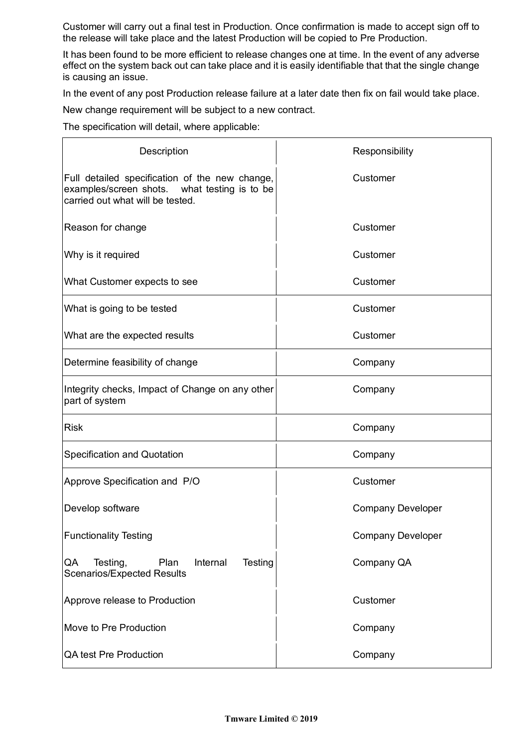Customer will carry out a final test in Production. Once confirmation is made to accept sign off to the release will take place and the latest Production will be copied to Pre Production.

It has been found to be more efficient to release changes one at time. In the event of any adverse effect on the system back out can take place and it is easily identifiable that that the single change is causing an issue.

In the event of any post Production release failure at a later date then fix on fail would take place.

New change requirement will be subject to a new contract.

The specification will detail, where applicable:

| Description | Responsibility |
|---|---|
| Full detailed specification of the new change, examples/screen shots. what testing is to be carried out what will be tested. | Customer |
| Reason for change | Customer |
| Why is it required | Customer |
| What Customer expects to see | Customer |
| What is going to be tested | Customer |
| What are the expected results | Customer |
| Determine feasibility of change | Company |
| Integrity checks, Impact of Change on any other part of system | Company |
| Risk | Company |
| Specification and Quotation | Company |
| Approve Specification and P/O | Customer |
| Develop software | Company Developer |
| Functionality Testing | Company Developer |
| QA Testing, Plan Internal Testing Scenarios/Expected Results | Company QA |
| Approve release to Production | Customer |
| Move to Pre Production | Company |
| QA test Pre Production | Company |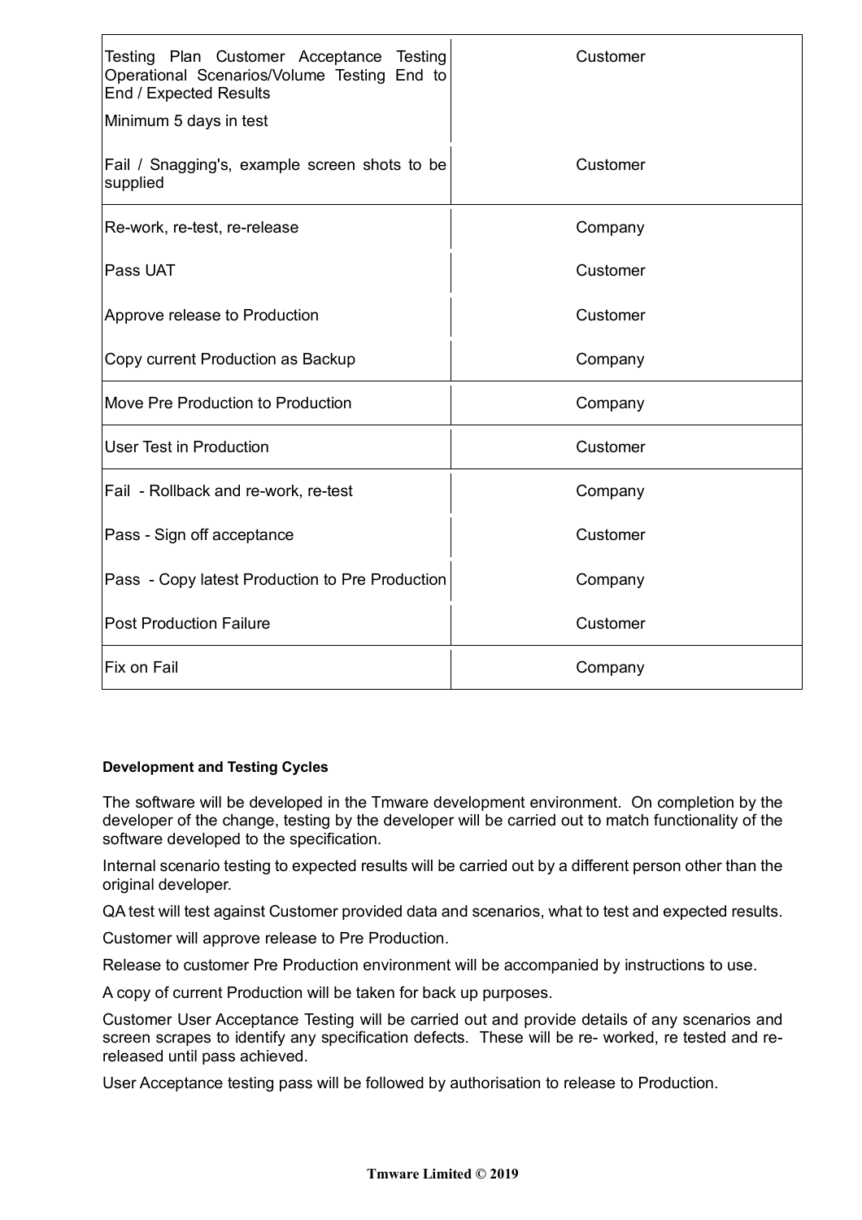| | |
|---|---|
| Testing Plan Customer Acceptance Testing Operational Scenarios/Volume Testing End to End / Expected Results<br>Minimum 5 days in test | Customer |
| Fail / Snagging's, example screen shots to be supplied | Customer |
| Re-work, re-test, re-release | Company |
| Pass UAT | Customer |
| Approve release to Production | Customer |
| Copy current Production as Backup | Company |
| Move Pre Production to Production | Company |
| User Test in Production | Customer |
| Fail - Rollback and re-work, re-test | Company |
| Pass - Sign off acceptance | Customer |
| Pass - Copy latest Production to Pre Production | Company |
| Post Production Failure | Customer |
| Fix on Fail | Company |

**Development and Testing Cycles**

The software will be developed in the Tmware development environment. On completion by the developer of the change, testing by the developer will be carried out to match functionality of the software developed to the specification.

Internal scenario testing to expected results will be carried out by a different person other than the original developer.

QA test will test against Customer provided data and scenarios, what to test and expected results.

Customer will approve release to Pre Production.

Release to customer Pre Production environment will be accompanied by instructions to use.

A copy of current Production will be taken for back up purposes.

Customer User Acceptance Testing will be carried out and provide details of any scenarios and screen scrapes to identify any specification defects. These will be re- worked, re tested and re-released until pass achieved.

User Acceptance testing pass will be followed by authorisation to release to Production.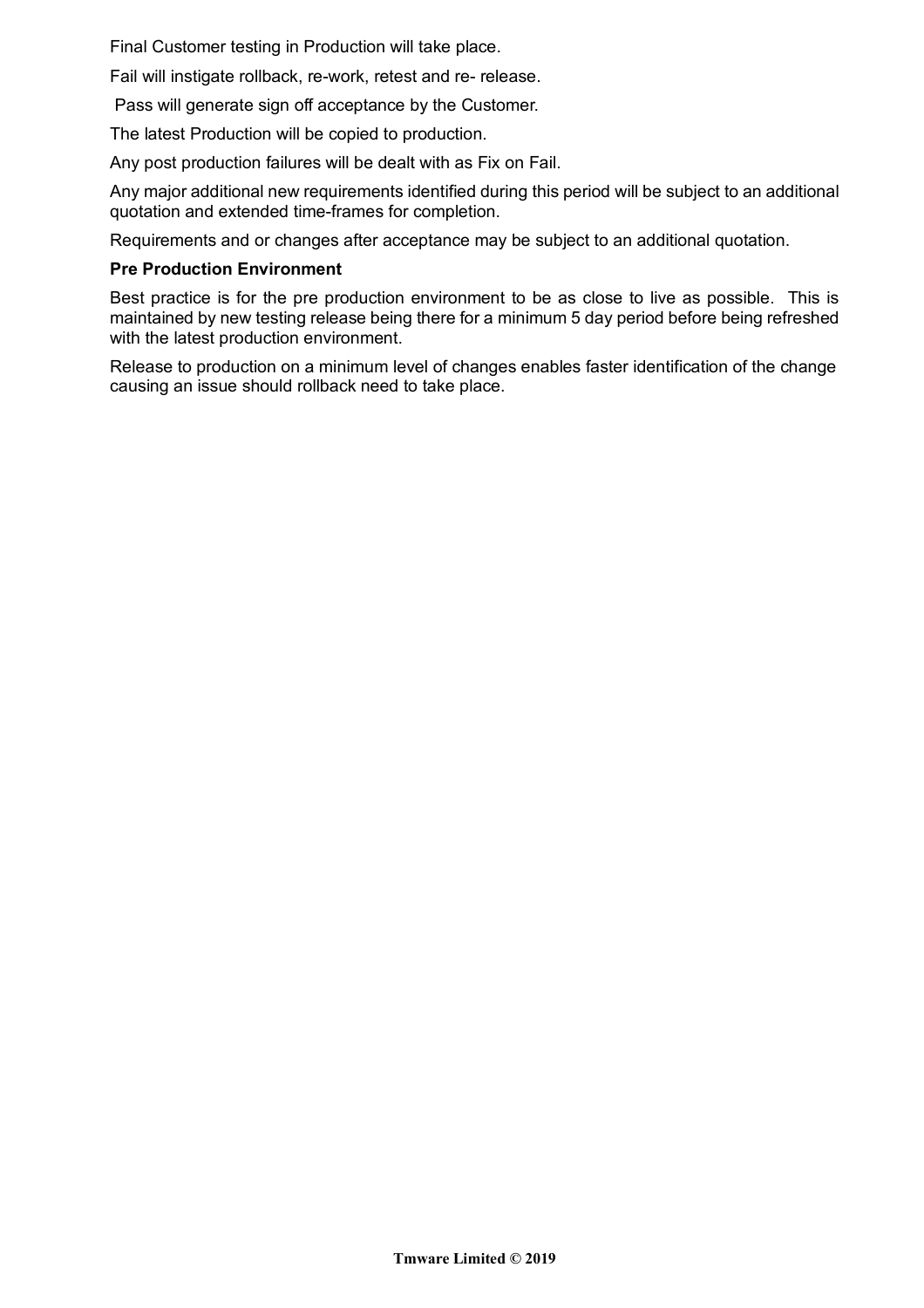Final Customer testing in Production will take place.

Fail will instigate rollback, re-work, retest and re- release.

Pass will generate sign off acceptance by the Customer.

The latest Production will be copied to production.

Any post production failures will be dealt with as Fix on Fail.

Any major additional new requirements identified during this period will be subject to an additional quotation and extended time-frames for completion.

Requirements and or changes after acceptance may be subject to an additional quotation.

**Pre Production Environment**

Best practice is for the pre production environment to be as close to live as possible. This is maintained by new testing release being there for a minimum 5 day period before being refreshed with the latest production environment.

Release to production on a minimum level of changes enables faster identification of the change causing an issue should rollback need to take place.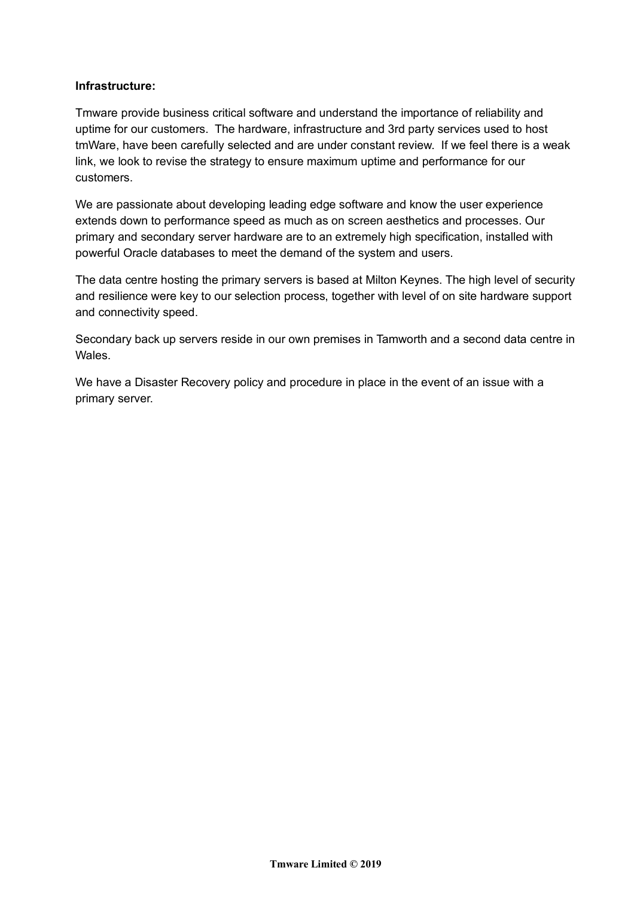**Infrastructure:**

Tmware provide business critical software and understand the importance of reliability and uptime for our customers. The hardware, infrastructure and 3rd party services used to host tmWare, have been carefully selected and are under constant review. If we feel there is a weak link, we look to revise the strategy to ensure maximum uptime and performance for our customers.

We are passionate about developing leading edge software and know the user experience extends down to performance speed as much as on screen aesthetics and processes. Our primary and secondary server hardware are to an extremely high specification, installed with powerful Oracle databases to meet the demand of the system and users.

The data centre hosting the primary servers is based at Milton Keynes. The high level of security and resilience were key to our selection process, together with level of on site hardware support and connectivity speed.

Secondary back up servers reside in our own premises in Tamworth and a second data centre in Wales.

We have a Disaster Recovery policy and procedure in place in the event of an issue with a primary server.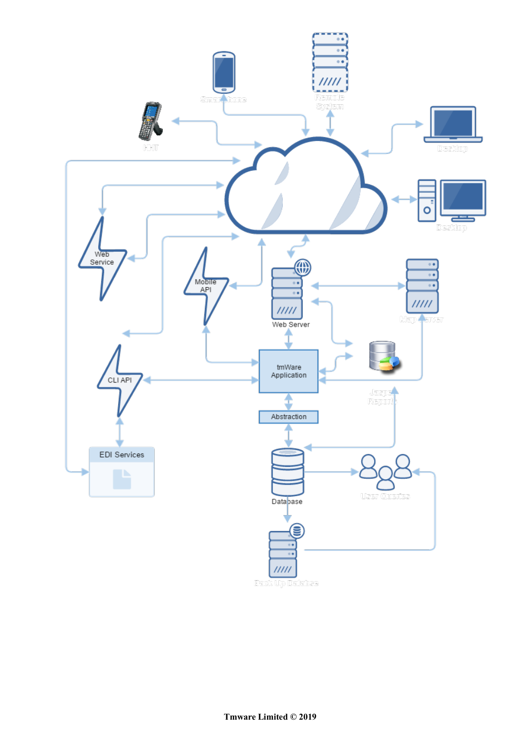Web Service

Mobile API

Web Server

CLI API

tmWare Application

Abstraction

EDI Services

Database

Tmware Limited © 2019